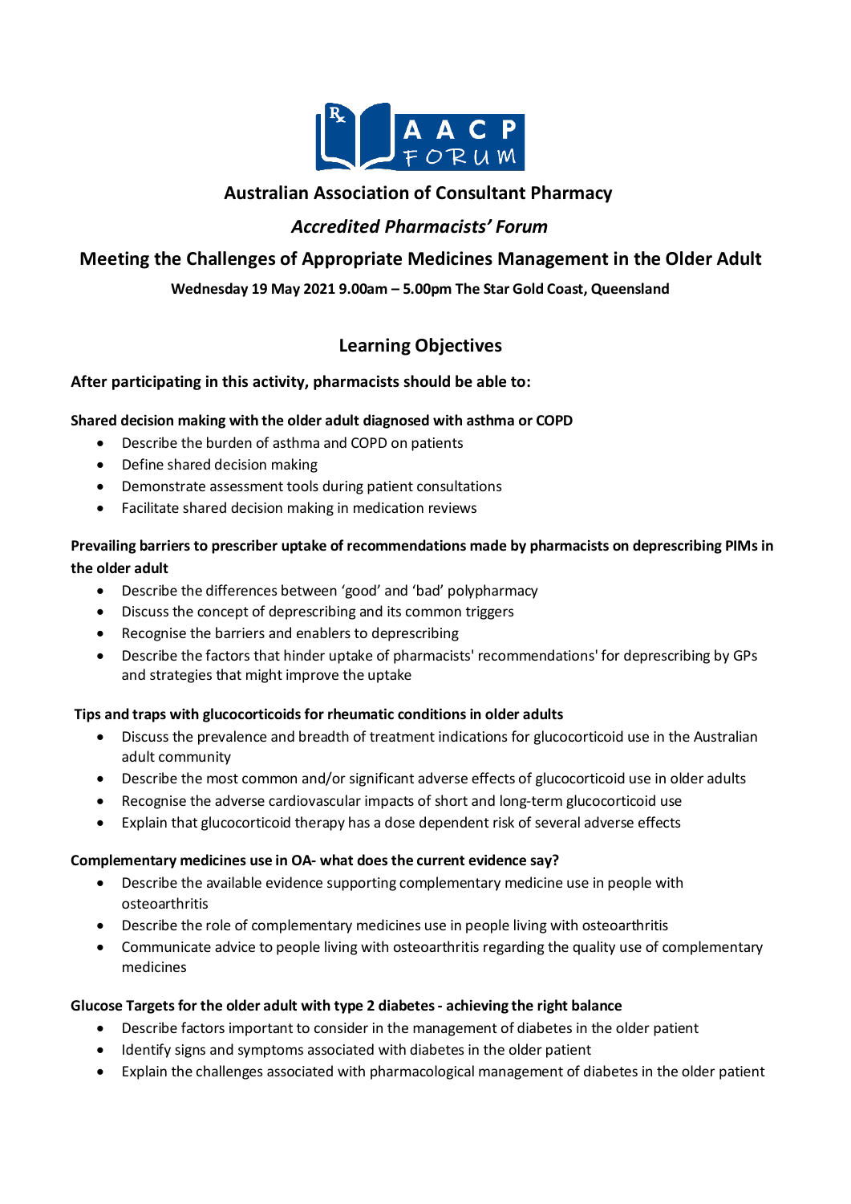# Australian Association of Consultant Pharmacy

## *Accredited Pharmacists' Forum*

## Meeting the Challenges of Appropriate Medicines Management in the Older Adult

**Wednesday 19 May 2021 9.00am – 5.00pm The Star Gold Coast, Queensland**

## Learning Objectives

### After participating in this activity, pharmacists should be able to:

**Shared decision making with the older adult diagnosed with asthma or COPD**

- Describe the burden of asthma and COPD on patients
- Define shared decision making
- Demonstrate assessment tools during patient consultations
- Facilitate shared decision making in medication reviews

**Prevailing barriers to prescriber uptake of recommendations made by pharmacists on deprescribing PIMs in the older adult**

- Describe the differences between 'good' and 'bad' polypharmacy
- Discuss the concept of deprescribing and its common triggers
- Recognise the barriers and enablers to deprescribing
- Describe the factors that hinder uptake of pharmacists' recommendations' for deprescribing by GPs and strategies that might improve the uptake

**Tips and traps with glucocorticoids for rheumatic conditions in older adults**

- Discuss the prevalence and breadth of treatment indications for glucocorticoid use in the Australian adult community
- Describe the most common and/or significant adverse effects of glucocorticoid use in older adults
- Recognise the adverse cardiovascular impacts of short and long-term glucocorticoid use
- Explain that glucocorticoid therapy has a dose dependent risk of several adverse effects

**Complementary medicines use in OA- what does the current evidence say?**

- Describe the available evidence supporting complementary medicine use in people with osteoarthritis
- Describe the role of complementary medicines use in people living with osteoarthritis
- Communicate advice to people living with osteoarthritis regarding the quality use of complementary medicines

**Glucose Targets for the older adult with type 2 diabetes - achieving the right balance**

- Describe factors important to consider in the management of diabetes in the older patient
- Identify signs and symptoms associated with diabetes in the older patient
- Explain the challenges associated with pharmacological management of diabetes in the older patient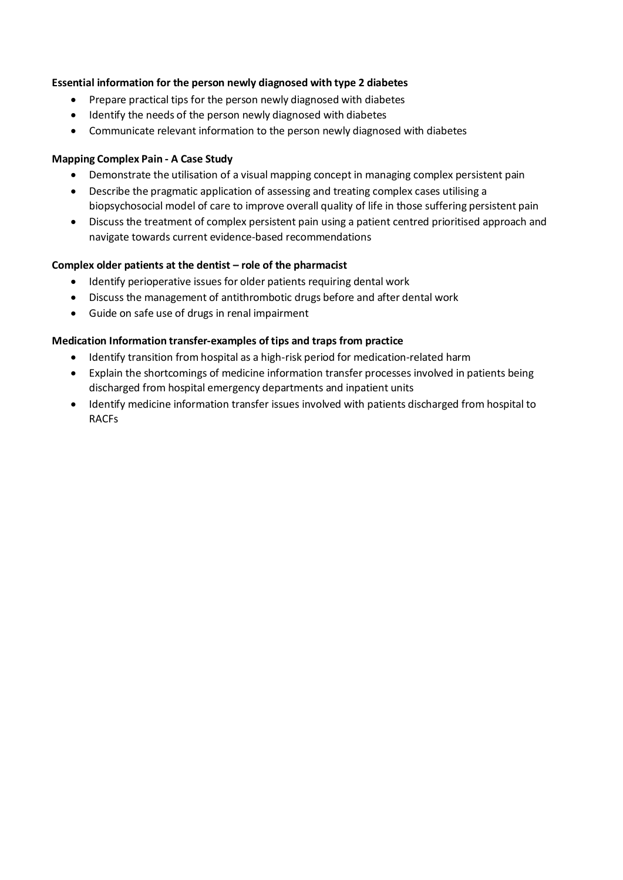**Essential information for the person newly diagnosed with type 2 diabetes**

- Prepare practical tips for the person newly diagnosed with diabetes
- Identify the needs of the person newly diagnosed with diabetes
- Communicate relevant information to the person newly diagnosed with diabetes

**Mapping Complex Pain - A Case Study**

- Demonstrate the utilisation of a visual mapping concept in managing complex persistent pain
- Describe the pragmatic application of assessing and treating complex cases utilising a biopsychosocial model of care to improve overall quality of life in those suffering persistent pain
- Discuss the treatment of complex persistent pain using a patient centred prioritised approach and navigate towards current evidence-based recommendations

**Complex older patients at the dentist – role of the pharmacist**

- Identify perioperative issues for older patients requiring dental work
- Discuss the management of antithrombotic drugs before and after dental work
- Guide on safe use of drugs in renal impairment

**Medication Information transfer-examples of tips and traps from practice**

- Identify transition from hospital as a high-risk period for medication-related harm
- Explain the shortcomings of medicine information transfer processes involved in patients being discharged from hospital emergency departments and inpatient units
- Identify medicine information transfer issues involved with patients discharged from hospital to RACFs